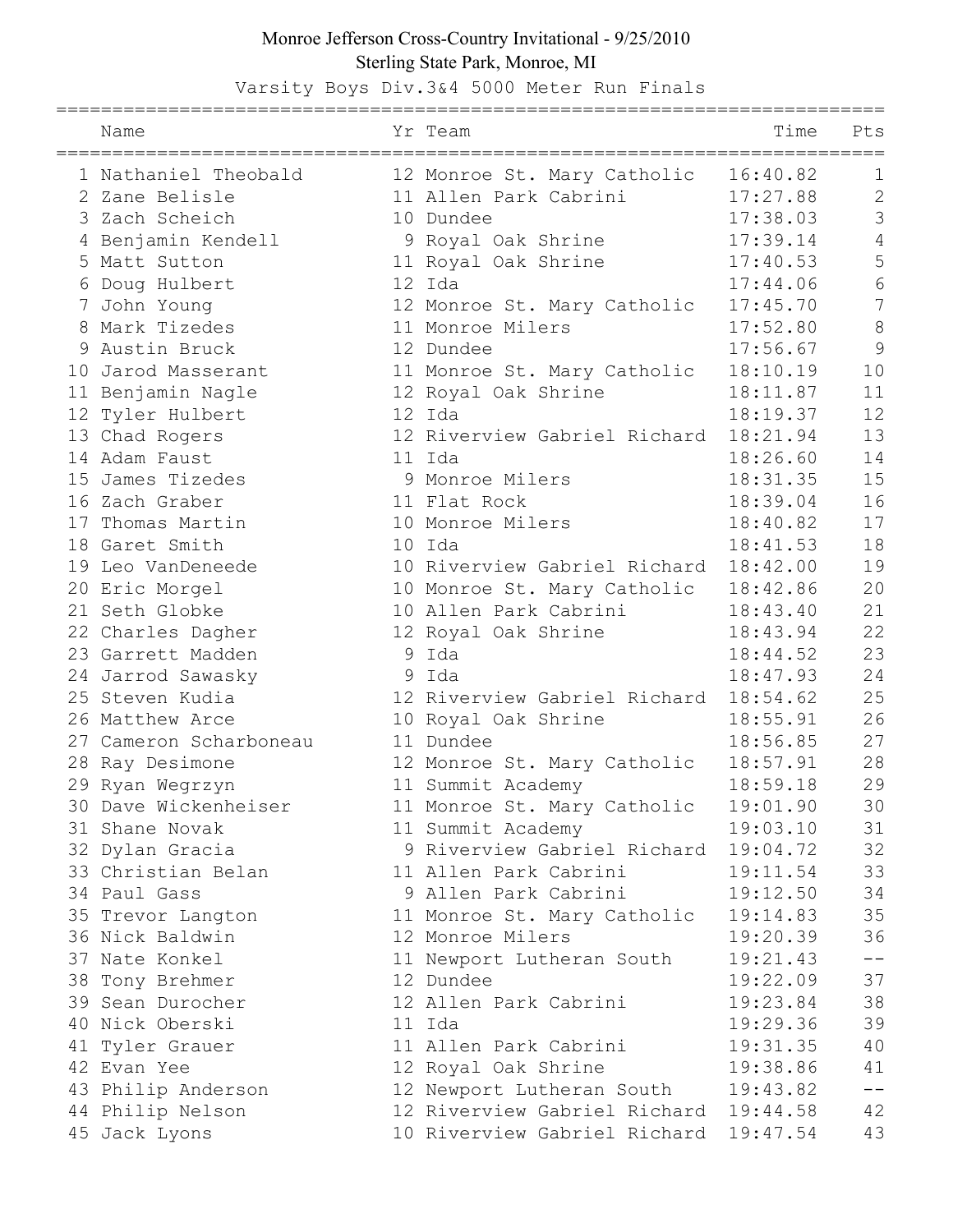# Monroe Jefferson Cross-Country Invitational - 9/25/2010

Sterling State Park, Monroe, MI

## Varsity Boys Div.3&4 5000 Meter Run Finals

| | Name | Yr | Team | Time | Pts |
|---|---|---|---|---|---|
| 1 | Nathaniel Theobald | 12 | Monroe St. Mary Catholic | 16:40.82 | 1 |
| 2 | Zane Belisle | 11 | Allen Park Cabrini | 17:27.88 | 2 |
| 3 | Zach Scheich | 10 | Dundee | 17:38.03 | 3 |
| 4 | Benjamin Kendell | 9 | Royal Oak Shrine | 17:39.14 | 4 |
| 5 | Matt Sutton | 11 | Royal Oak Shrine | 17:40.53 | 5 |
| 6 | Doug Hulbert | 12 | Ida | 17:44.06 | 6 |
| 7 | John Young | 12 | Monroe St. Mary Catholic | 17:45.70 | 7 |
| 8 | Mark Tizedes | 11 | Monroe Milers | 17:52.80 | 8 |
| 9 | Austin Bruck | 12 | Dundee | 17:56.67 | 9 |
| 10 | Jarod Masserant | 11 | Monroe St. Mary Catholic | 18:10.19 | 10 |
| 11 | Benjamin Nagle | 12 | Royal Oak Shrine | 18:11.87 | 11 |
| 12 | Tyler Hulbert | 12 | Ida | 18:19.37 | 12 |
| 13 | Chad Rogers | 12 | Riverview Gabriel Richard | 18:21.94 | 13 |
| 14 | Adam Faust | 11 | Ida | 18:26.60 | 14 |
| 15 | James Tizedes | 9 | Monroe Milers | 18:31.35 | 15 |
| 16 | Zach Graber | 11 | Flat Rock | 18:39.04 | 16 |
| 17 | Thomas Martin | 10 | Monroe Milers | 18:40.82 | 17 |
| 18 | Garet Smith | 10 | Ida | 18:41.53 | 18 |
| 19 | Leo VanDeneede | 10 | Riverview Gabriel Richard | 18:42.00 | 19 |
| 20 | Eric Morgel | 10 | Monroe St. Mary Catholic | 18:42.86 | 20 |
| 21 | Seth Globke | 10 | Allen Park Cabrini | 18:43.40 | 21 |
| 22 | Charles Dagher | 12 | Royal Oak Shrine | 18:43.94 | 22 |
| 23 | Garrett Madden | 9 | Ida | 18:44.52 | 23 |
| 24 | Jarrod Sawasky | 9 | Ida | 18:47.93 | 24 |
| 25 | Steven Kudia | 12 | Riverview Gabriel Richard | 18:54.62 | 25 |
| 26 | Matthew Arce | 10 | Royal Oak Shrine | 18:55.91 | 26 |
| 27 | Cameron Scharboneau | 11 | Dundee | 18:56.85 | 27 |
| 28 | Ray Desimone | 12 | Monroe St. Mary Catholic | 18:57.91 | 28 |
| 29 | Ryan Wegrzyn | 11 | Summit Academy | 18:59.18 | 29 |
| 30 | Dave Wickenheiser | 11 | Monroe St. Mary Catholic | 19:01.90 | 30 |
| 31 | Shane Novak | 11 | Summit Academy | 19:03.10 | 31 |
| 32 | Dylan Gracia | 9 | Riverview Gabriel Richard | 19:04.72 | 32 |
| 33 | Christian Belan | 11 | Allen Park Cabrini | 19:11.54 | 33 |
| 34 | Paul Gass | 9 | Allen Park Cabrini | 19:12.50 | 34 |
| 35 | Trevor Langton | 11 | Monroe St. Mary Catholic | 19:14.83 | 35 |
| 36 | Nick Baldwin | 12 | Monroe Milers | 19:20.39 | 36 |
| 37 | Nate Konkel | 11 | Newport Lutheran South | 19:21.43 | -- |
| 38 | Tony Brehmer | 12 | Dundee | 19:22.09 | 37 |
| 39 | Sean Durocher | 12 | Allen Park Cabrini | 19:23.84 | 38 |
| 40 | Nick Oberski | 11 | Ida | 19:29.36 | 39 |
| 41 | Tyler Grauer | 11 | Allen Park Cabrini | 19:31.35 | 40 |
| 42 | Evan Yee | 12 | Royal Oak Shrine | 19:38.86 | 41 |
| 43 | Philip Anderson | 12 | Newport Lutheran South | 19:43.82 | -- |
| 44 | Philip Nelson | 12 | Riverview Gabriel Richard | 19:44.58 | 42 |
| 45 | Jack Lyons | 10 | Riverview Gabriel Richard | 19:47.54 | 43 |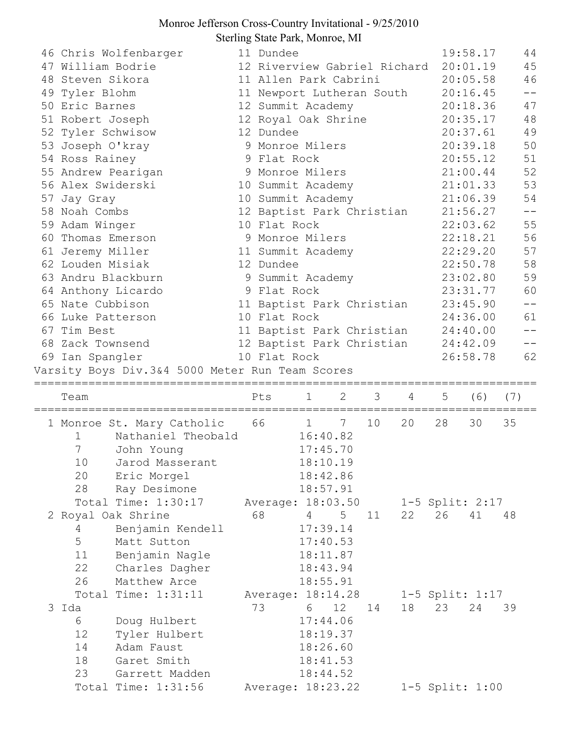Monroe Jefferson Cross-Country Invitational - 9/25/2010

Sterling State Park, Monroe, MI

| Place | Name | Yr | School | Time | Pts |
|---|---|---|---|---|---|
| 46 | Chris Wolfenbarger | 11 | Dundee | 19:58.17 | 44 |
| 47 | William Bodrie | 12 | Riverview Gabriel Richard | 20:01.19 | 45 |
| 48 | Steven Sikora | 11 | Allen Park Cabrini | 20:05.58 | 46 |
| 49 | Tyler Blohm | 11 | Newport Lutheran South | 20:16.45 | -- |
| 50 | Eric Barnes | 12 | Summit Academy | 20:18.36 | 47 |
| 51 | Robert Joseph | 12 | Royal Oak Shrine | 20:35.17 | 48 |
| 52 | Tyler Schwisow | 12 | Dundee | 20:37.61 | 49 |
| 53 | Joseph O'kray | 9 | Monroe Milers | 20:39.18 | 50 |
| 54 | Ross Rainey | 9 | Flat Rock | 20:55.12 | 51 |
| 55 | Andrew Pearigan | 9 | Monroe Milers | 21:00.44 | 52 |
| 56 | Alex Swiderski | 10 | Summit Academy | 21:01.33 | 53 |
| 57 | Jay Gray | 10 | Summit Academy | 21:06.39 | 54 |
| 58 | Noah Combs | 12 | Baptist Park Christian | 21:56.27 | -- |
| 59 | Adam Winger | 10 | Flat Rock | 22:03.62 | 55 |
| 60 | Thomas Emerson | 9 | Monroe Milers | 22:18.21 | 56 |
| 61 | Jeremy Miller | 11 | Summit Academy | 22:29.20 | 57 |
| 62 | Louden Misiak | 12 | Dundee | 22:50.78 | 58 |
| 63 | Andru Blackburn | 9 | Summit Academy | 23:02.80 | 59 |
| 64 | Anthony Licardo | 9 | Flat Rock | 23:31.77 | 60 |
| 65 | Nate Cubbison | 11 | Baptist Park Christian | 23:45.90 | -- |
| 66 | Luke Patterson | 10 | Flat Rock | 24:36.00 | 61 |
| 67 | Tim Best | 11 | Baptist Park Christian | 24:40.00 | -- |
| 68 | Zack Townsend | 12 | Baptist Park Christian | 24:42.09 | -- |
| 69 | Ian Spangler | 10 | Flat Rock | 26:58.78 | 62 |

## Varsity Boys Div.3&4 5000 Meter Run Team Scores

| Rank | Team | Pts | 1 | 2 | 3 | 4 | 5 | (6) | (7) |
|---|---|---|---|---|---|---|---|---|---|
| 1 | Monroe St. Mary Catholic | 66 | 1 | 7 | 10 | 20 | 28 | 30 | 35 |
| 2 | Royal Oak Shrine | 68 | 4 | 5 | 11 | 22 | 26 | 41 | 48 |
| 3 | Ida | 73 | 6 | 12 | 14 | 18 | 23 | 24 | 39 |

**1 Monroe St. Mary Catholic**

| Place | Name | Time |
|---|---|---|
| 1 | Nathaniel Theobald | 16:40.82 |
| 7 | John Young | 17:45.70 |
| 10 | Jarod Masserant | 18:10.19 |
| 20 | Eric Morgel | 18:42.86 |
| 28 | Ray Desimone | 18:57.91 |

Total Time: 1:30:17 Average: 18:03.50 1-5 Split: 2:17

**2 Royal Oak Shrine**

| Place | Name | Time |
|---|---|---|
| 4 | Benjamin Kendell | 17:39.14 |
| 5 | Matt Sutton | 17:40.53 |
| 11 | Benjamin Nagle | 18:11.87 |
| 22 | Charles Dagher | 18:43.94 |
| 26 | Matthew Arce | 18:55.91 |

Total Time: 1:31:11 Average: 18:14.28 1-5 Split: 1:17

**3 Ida**

| Place | Name | Time |
|---|---|---|
| 6 | Doug Hulbert | 17:44.06 |
| 12 | Tyler Hulbert | 18:19.37 |
| 14 | Adam Faust | 18:26.60 |
| 18 | Garet Smith | 18:41.53 |
| 23 | Garrett Madden | 18:44.52 |

Total Time: 1:31:56 Average: 18:23.22 1-5 Split: 1:00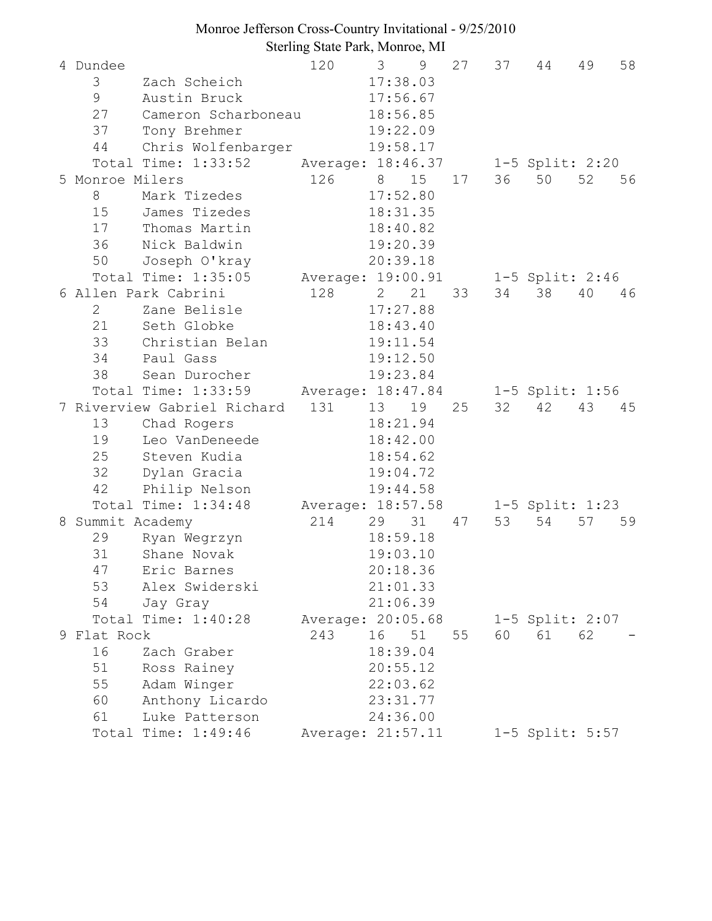Monroe Jefferson Cross-Country Invitational - 9/25/2010
Sterling State Park, Monroe, MI

```
4 Dundee                     120     3    9   27   37   44   49   58
    3     Zach Scheich              17:38.03
    9     Austin Bruck              17:56.67
    27    Cameron Scharboneau       18:56.85
    37    Tony Brehmer              19:22.09
    44    Chris Wolfenbarger        19:58.17
    Total Time: 1:33:52      Average: 18:46.37      1-5 Split: 2:20
5 Monroe Milers              126     8   15   17   36   50   52   56
    8     Mark Tizedes              17:52.80
    15    James Tizedes             18:31.35
    17    Thomas Martin             18:40.82
    36    Nick Baldwin              19:20.39
    50    Joseph O'kray             20:39.18
    Total Time: 1:35:05      Average: 19:00.91      1-5 Split: 2:46
6 Allen Park Cabrini         128     2   21   33   34   38   40   46
    2     Zane Belisle              17:27.88
    21    Seth Globke               18:43.40
    33    Christian Belan           19:11.54
    34    Paul Gass                 19:12.50
    38    Sean Durocher             19:23.84
    Total Time: 1:33:59      Average: 18:47.84      1-5 Split: 1:56
7 Riverview Gabriel Richard  131    13   19   25   32   42   43   45
    13    Chad Rogers               18:21.94
    19    Leo VanDeneede            18:42.00
    25    Steven Kudia              18:54.62
    32    Dylan Gracia              19:04.72
    42    Philip Nelson             19:44.58
    Total Time: 1:34:48      Average: 18:57.58      1-5 Split: 1:23
8 Summit Academy             214    29   31   47   53   54   57   59
    29    Ryan Wegrzyn              18:59.18
    31    Shane Novak               19:03.10
    47    Eric Barnes               20:18.36
    53    Alex Swiderski            21:01.33
    54    Jay Gray                  21:06.39
    Total Time: 1:40:28      Average: 20:05.68      1-5 Split: 2:07
9 Flat Rock                  243    16   51   55   60   61   62    -
    16    Zach Graber               18:39.04
    51    Ross Rainey               20:55.12
    55    Adam Winger               22:03.62
    60    Anthony Licardo           23:31.77
    61    Luke Patterson            24:36.00
    Total Time: 1:49:46      Average: 21:57.11      1-5 Split: 5:57
```